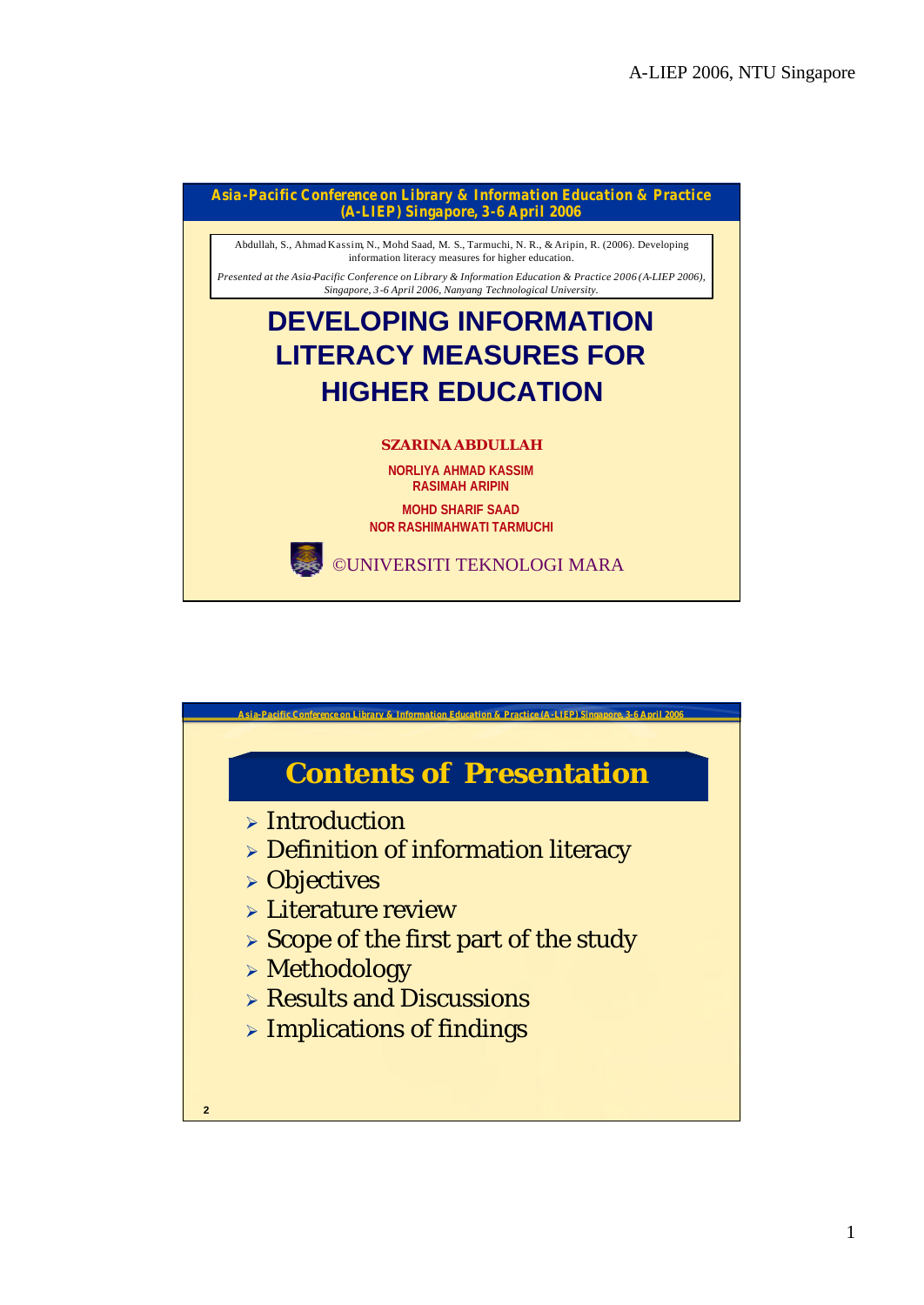**Asia-Pacific Conference on Library & Information Education & Practice (A-LIEP) Singapore, 3-6 April 2006**

Abdullah, S., Ahmad Kassim, N., Mohd Saad, M. S., Tarmuchi, N. R., & Aripin, R. (2006). Developing information literacy measures for higher education.

*Presented at the Asia-Pacific Conference on Library & Information Education & Practice 2006 (A-LIEP 2006), Singapore, 3-6 April 2006, Nanyang Technological University.*

# DEVELOPING INFORMATION LITERACY MEASURES FOR HIGHER EDUCATION

**SZARINA ABDULLAH**

NORLIYA AHMAD KASSIM
RASIMAH ARIPIN

MOHD SHARIF SAAD
NOR RASHIMAHWATI TARMUCHI

©UNIVERSITI TEKNOLOGI MARA

---

Asia-Pacific Conference on Library & Information Education & Practice (A-LIEP) Singapore, 3-6 April 2006

## Contents of Presentation

- Introduction
- Definition of information literacy
- Objectives
- Literature review
- Scope of the first part of the study
- Methodology
- Results and Discussions
- Implications of findings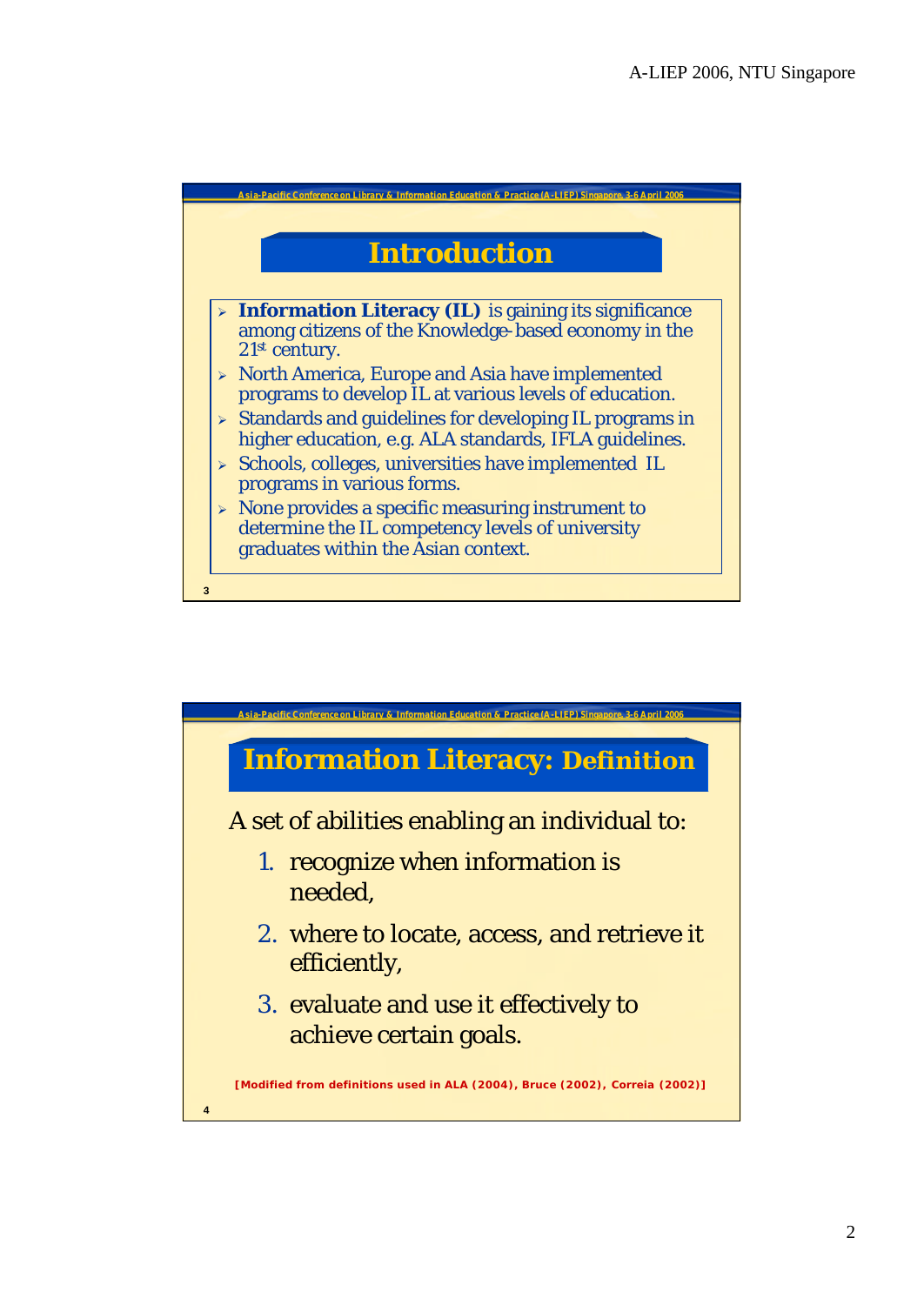## Introduction

- **Information Literacy (IL)** is gaining its significance among citizens of the Knowledge-based economy in the 21st century.
- North America, Europe and Asia have implemented programs to develop IL at various levels of education.
- Standards and guidelines for developing IL programs in higher education, e.g. ALA standards, IFLA guidelines.
- Schools, colleges, universities have implemented IL programs in various forms.
- None provides a specific measuring instrument to determine the IL competency levels of university graduates within the Asian context.

## Information Literacy: Definition

A set of abilities enabling an individual to:

1. recognize when information is needed,
2. where to locate, access, and retrieve it efficiently,
3. evaluate and use it effectively to achieve certain goals.

[Modified from definitions used in ALA (2004), Bruce (2002), Correia (2002)]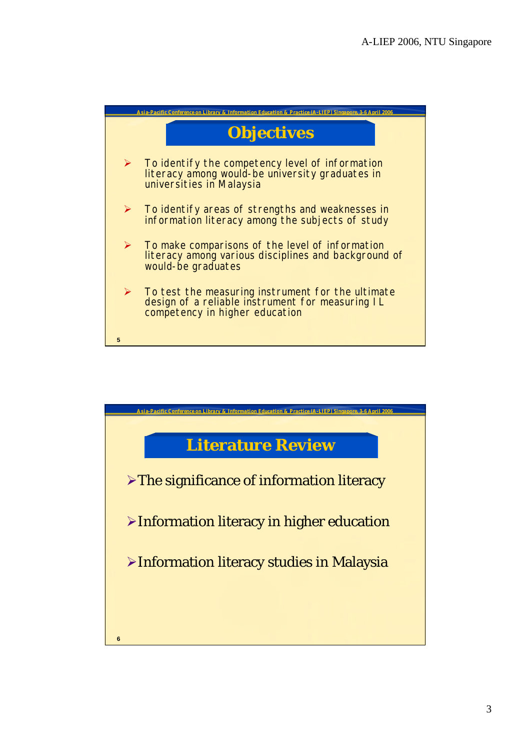## Objectives

- To identify the competency level of information literacy among would-be university graduates in universities in Malaysia
- To identify areas of strengths and weaknesses in information literacy among the subjects of study
- To make comparisons of the level of information literacy among various disciplines and background of would-be graduates
- To test the measuring instrument for the ultimate design of a reliable instrument for measuring IL competency in higher education

## Literature Review

- The significance of information literacy
- Information literacy in higher education
- Information literacy studies in Malaysia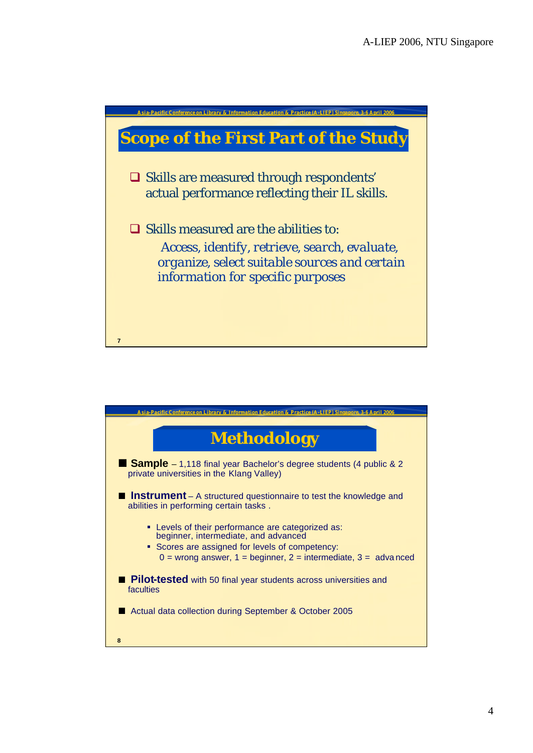## Scope of the First Part of the Study

- Skills are measured through respondents' actual performance reflecting their IL skills.
- Skills measured are the abilities to:

  Access, identify, retrieve, search, evaluate, organize, select suitable sources and certain information for specific purposes

## Methodology

- **Sample** – 1,118 final year Bachelor's degree students (4 public & 2 private universities in the Klang Valley)
- **Instrument** – A structured questionnaire to test the knowledge and abilities in performing certain tasks .
  - Levels of their performance are categorized as: beginner, intermediate, and advanced
  - Scores are assigned for levels of competency: 0 = wrong answer, 1 = beginner, 2 = intermediate, 3 = advanced
- **Pilot-tested** with 50 final year students across universities and faculties
- Actual data collection during September & October 2005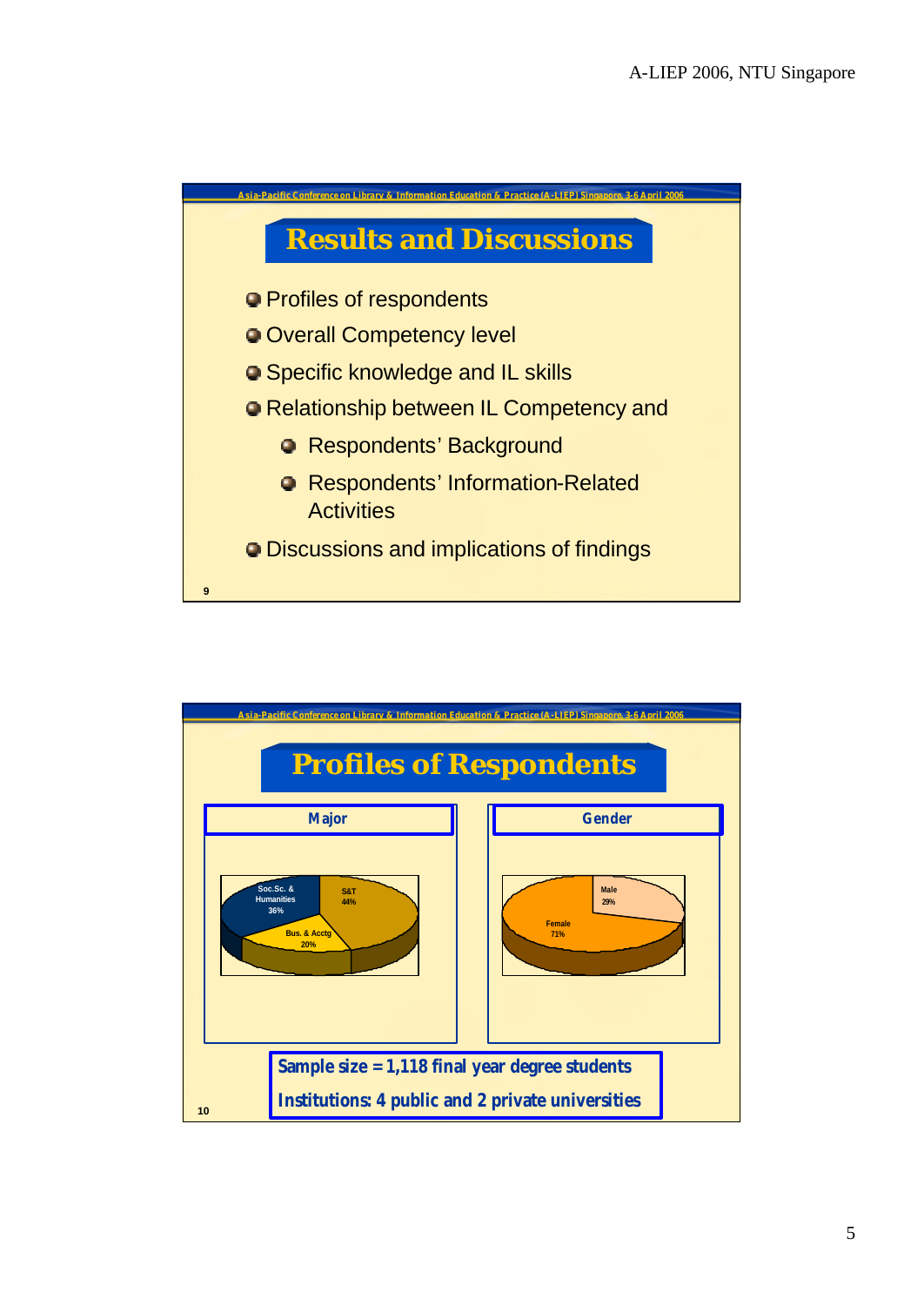Asia-Pacific Conference on Library & Information Education & Practice (A-LIEP) Singapore, 3-6 April 2006

## Results and Discussions

- Profiles of respondents
- Overall Competency level
- Specific knowledge and IL skills
- Relationship between IL Competency and
  - Respondents' Background
  - Respondents' Information-Related Activities
- Discussions and implications of findings

9

Asia-Pacific Conference on Library & Information Education & Practice (A-LIEP) Singapore, 3-6 April 2006

## Profiles of Respondents

**Major**

Soc.Sc. & Humanities
36%

S&T
44%

Bus. & Acctg
20%

**Gender**

Male
29%

Female
71%

**Sample size = 1,118 final year degree students**

**Institutions: 4 public and 2 private universities**

10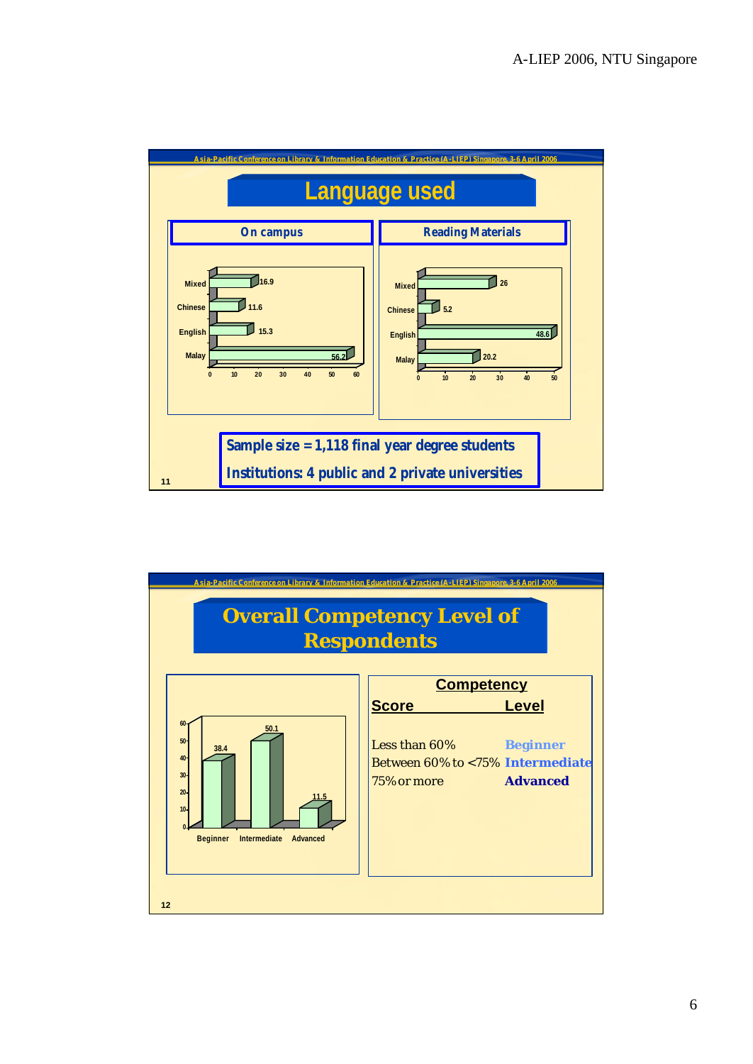Asia-Pacific Conference on Library & Information Education & Practice (A-LIEP) Singapore, 3-6 April 2006

## Language used

**On campus**

Mixed 16.9
Chinese 11.6
English 15.3
Malay 56.2

0 10 20 30 40 50 60

**Reading Materials**

Mixed 26
Chinese 5.2
English 48.6
Malay 20.2

0 10 20 30 40 50

**Sample size = 1,118 final year degree students**

**Institutions: 4 public and 2 private universities**

Asia-Pacific Conference on Library & Information Education & Practice (A-LIEP) Singapore, 3-6 April 2006

## Overall Competency Level of Respondents

0 10 20 30 40 50 60

38.4
50.1
11.5

Beginner Intermediate Advanced

| Score | Competency Level |
|---|---|
| Less than 60% | Beginner |
| Between 60% to <75% | Intermediate |
| 75% or more | Advanced |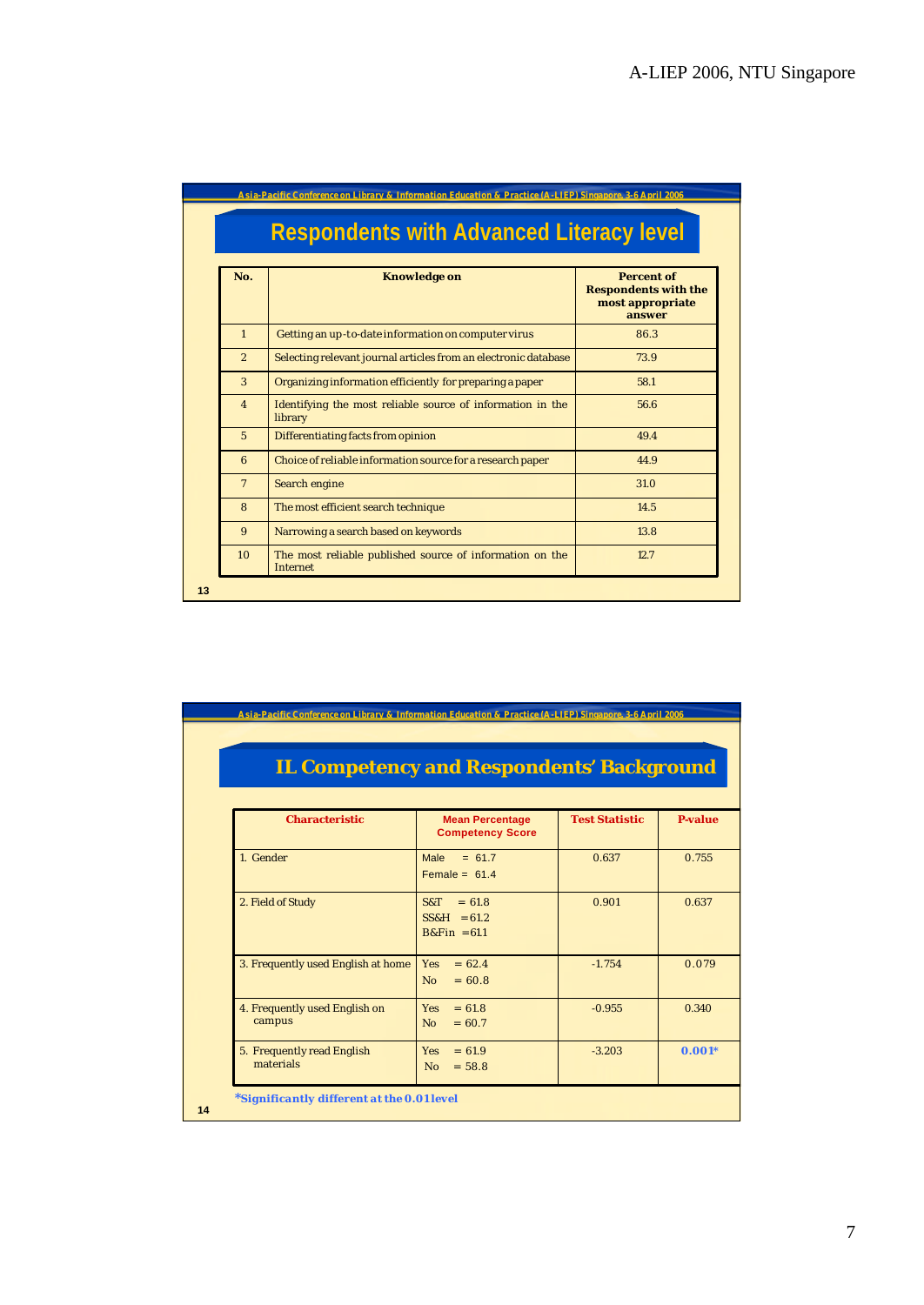## Respondents with Advanced Literacy level

| No. | Knowledge on | Percent of Respondents with the most appropriate answer |
|---|---|---|
| 1 | Getting an up-to-date information on computer virus | 86.3 |
| 2 | Selecting relevant journal articles from an electronic database | 73.9 |
| 3 | Organizing information efficiently for preparing a paper | 58.1 |
| 4 | Identifying the most reliable source of information in the library | 56.6 |
| 5 | Differentiating facts from opinion | 49.4 |
| 6 | Choice of reliable information source for a research paper | 44.9 |
| 7 | Search engine | 31.0 |
| 8 | The most efficient search technique | 14.5 |
| 9 | Narrowing a search based on keywords | 13.8 |
| 10 | The most reliable published source of information on the Internet | 12.7 |

## IL Competency and Respondents' Background

| Characteristic | Mean Percentage Competency Score | Test Statistic | P-value |
|---|---|---|---|
| 1. Gender | Male = 61.7<br>Female = 61.4 | 0.637 | 0.755 |
| 2. Field of Study | S&T = 61.8<br>SS&H = 61.2<br>B&Fin = 61.1 | 0.901 | 0.637 |
| 3. Frequently used English at home | Yes = 62.4<br>No = 60.8 | -1.754 | 0.079 |
| 4. Frequently used English on campus | Yes = 61.8<br>No = 60.7 | -0.955 | 0.340 |
| 5. Frequently read English materials | Yes = 61.9<br>No = 58.8 | -3.203 | **0.001*** |

*Significantly different at the 0.01 level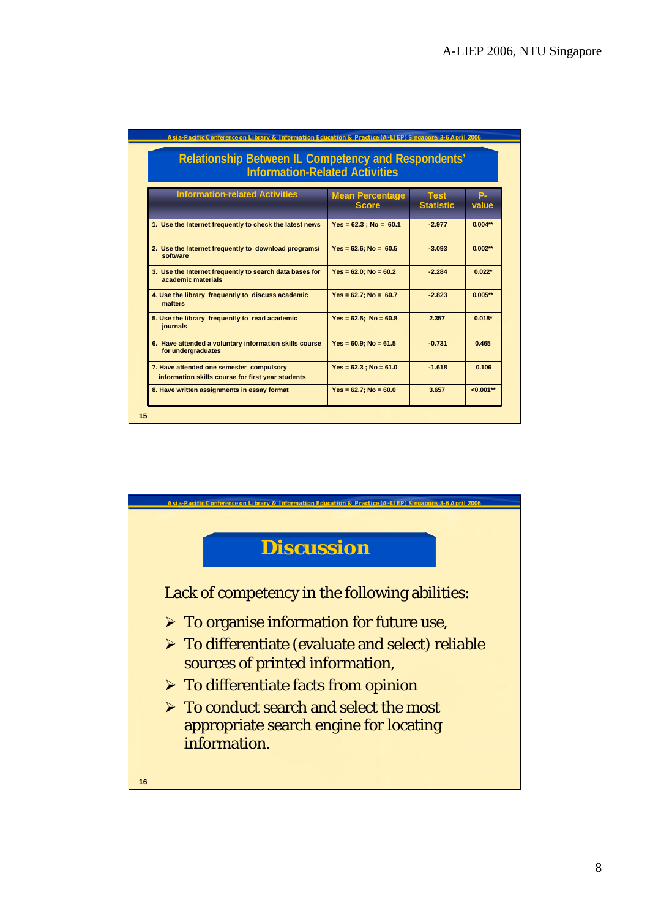## Relationship Between IL Competency and Respondents' Information-Related Activities

| Information-related Activities | Mean Percentage Score | Test Statistic | P-value |
|---|---|---|---|
| 1. Use the Internet frequently to check the latest news | Yes = 62.3 ; No = 60.1 | -2.977 | 0.004** |
| 2. Use the Internet frequently to download programs/ software | Yes = 62.6; No = 60.5 | -3.093 | 0.002** |
| 3. Use the Internet frequently to search data bases for academic materials | Yes = 62.0; No = 60.2 | -2.284 | 0.022* |
| 4. Use the library frequently to discuss academic matters | Yes = 62.7; No = 60.7 | -2.823 | 0.005** |
| 5. Use the library frequently to read academic journals | Yes = 62.5; No = 60.8 | 2.357 | 0.018* |
| 6. Have attended a voluntary information skills course for undergraduates | Yes = 60.9; No = 61.5 | -0.731 | 0.465 |
| 7. Have attended one semester compulsory information skills course for first year students | Yes = 62.3 ; No = 61.0 | -1.618 | 0.106 |
| 8. Have written assignments in essay format | Yes = 62.7; No = 60.0 | 3.657 | <0.001** |

## Discussion

Lack of competency in the following abilities:

- To organise information for future use,
- To differentiate (evaluate and select) reliable sources of printed information,
- To differentiate facts from opinion
- To conduct search and select the most appropriate search engine for locating information.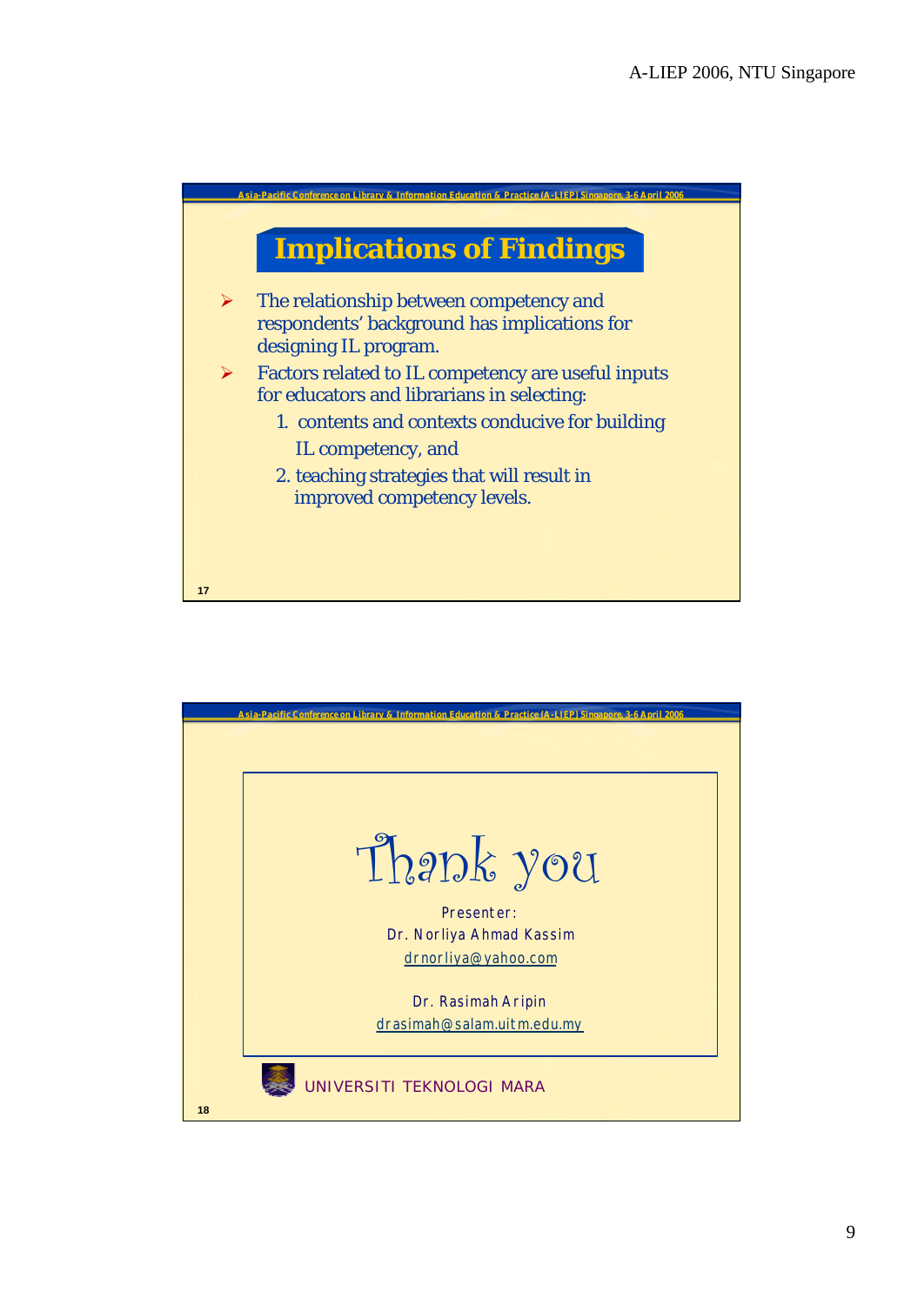## Implications of Findings

- The relationship between competency and respondents' background has implications for designing IL program.
- Factors related to IL competency are useful inputs for educators and librarians in selecting:
  1. contents and contexts conducive for building IL competency, and
  2. teaching strategies that will result in improved competency levels.

# Thank you

Presenter:
Dr. Norliya Ahmad Kassim
drnorliya@yahoo.com

Dr. Rasimah Aripin
drasimah@salam.uitm.edu.my

UNIVERSITI TEKNOLOGI MARA